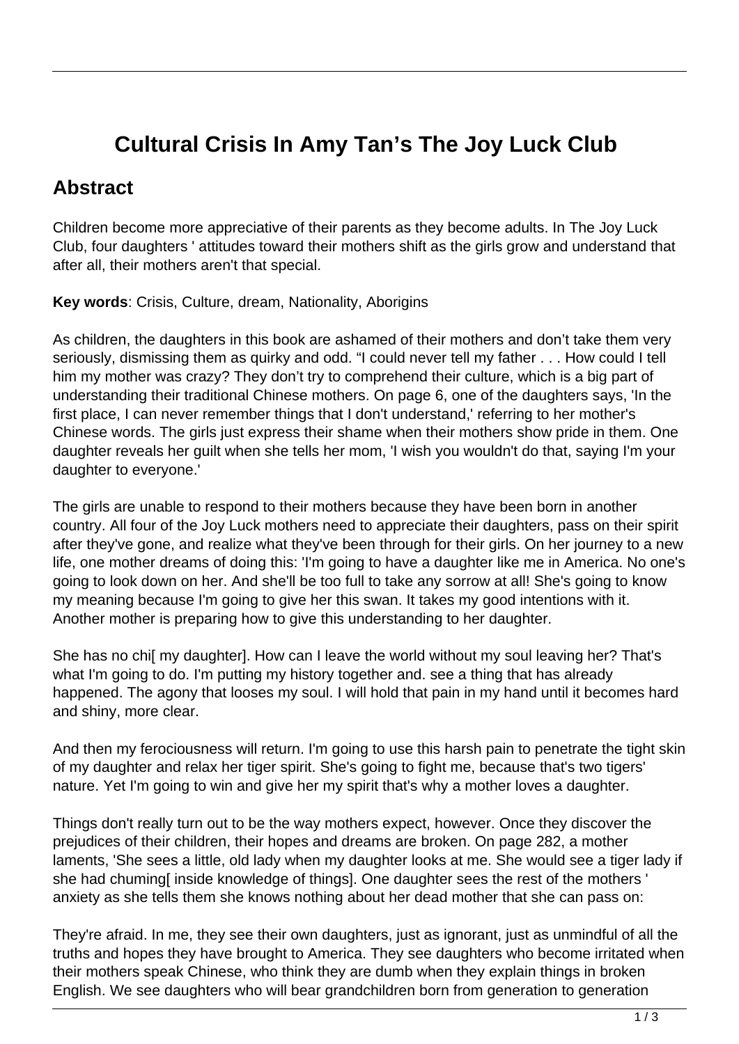# Cultural Crisis In Amy Tan's The Joy Luck Club

## Abstract

Children become more appreciative of their parents as they become adults. In The Joy Luck Club, four daughters ' attitudes toward their mothers shift as the girls grow and understand that after all, their mothers aren't that special.

**Key words**: Crisis, Culture, dream, Nationality, Aborigins

As children, the daughters in this book are ashamed of their mothers and don't take them very seriously, dismissing them as quirky and odd. "I could never tell my father . . . How could I tell him my mother was crazy? They don't try to comprehend their culture, which is a big part of understanding their traditional Chinese mothers. On page 6, one of the daughters says, 'In the first place, I can never remember things that I don't understand,' referring to her mother's Chinese words. The girls just express their shame when their mothers show pride in them. One daughter reveals her guilt when she tells her mom, 'I wish you wouldn't do that, saying I'm your daughter to everyone.'

The girls are unable to respond to their mothers because they have been born in another country. All four of the Joy Luck mothers need to appreciate their daughters, pass on their spirit after they've gone, and realize what they've been through for their girls. On her journey to a new life, one mother dreams of doing this: 'I'm going to have a daughter like me in America. No one's going to look down on her. And she'll be too full to take any sorrow at all! She's going to know my meaning because I'm going to give her this swan. It takes my good intentions with it. Another mother is preparing how to give this understanding to her daughter.

She has no chi[ my daughter]. How can I leave the world without my soul leaving her? That's what I'm going to do. I'm putting my history together and. see a thing that has already happened. The agony that looses my soul. I will hold that pain in my hand until it becomes hard and shiny, more clear.

And then my ferociousness will return. I'm going to use this harsh pain to penetrate the tight skin of my daughter and relax her tiger spirit. She's going to fight me, because that's two tigers' nature. Yet I'm going to win and give her my spirit that's why a mother loves a daughter.

Things don't really turn out to be the way mothers expect, however. Once they discover the prejudices of their children, their hopes and dreams are broken. On page 282, a mother laments, 'She sees a little, old lady when my daughter looks at me. She would see a tiger lady if she had chuming[ inside knowledge of things]. One daughter sees the rest of the mothers ' anxiety as she tells them she knows nothing about her dead mother that she can pass on:

They're afraid. In me, they see their own daughters, just as ignorant, just as unmindful of all the truths and hopes they have brought to America. They see daughters who become irritated when their mothers speak Chinese, who think they are dumb when they explain things in broken English. We see daughters who will bear grandchildren born from generation to generation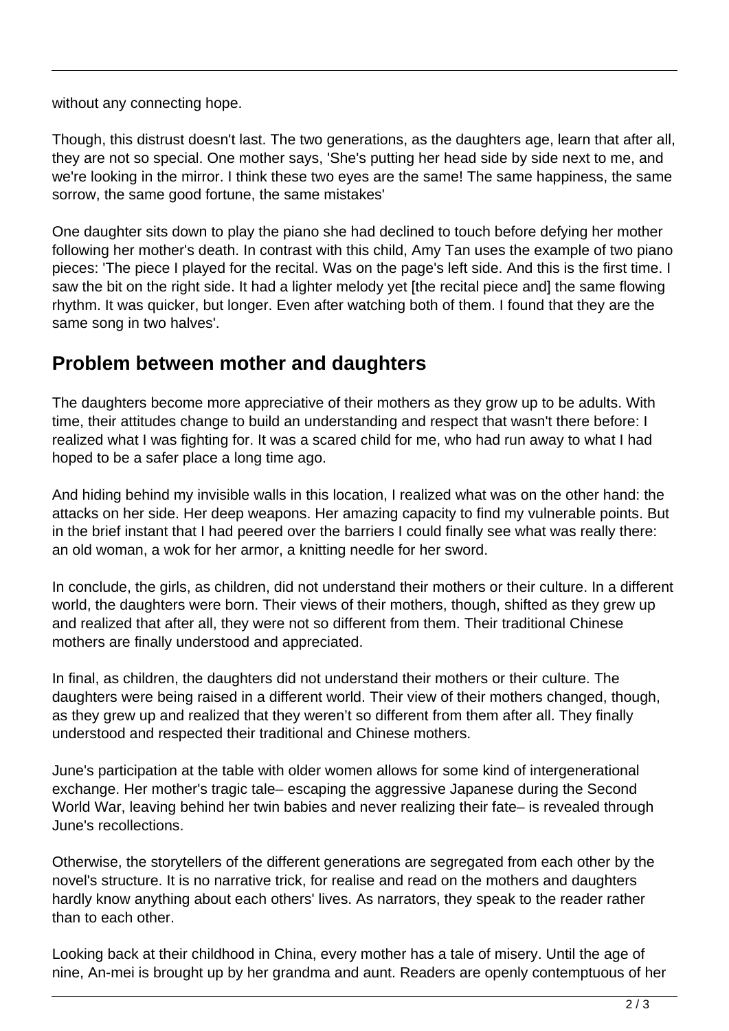without any connecting hope.

Though, this distrust doesn't last. The two generations, as the daughters age, learn that after all, they are not so special. One mother says, 'She's putting her head side by side next to me, and we're looking in the mirror. I think these two eyes are the same! The same happiness, the same sorrow, the same good fortune, the same mistakes'

One daughter sits down to play the piano she had declined to touch before defying her mother following her mother's death. In contrast with this child, Amy Tan uses the example of two piano pieces: 'The piece I played for the recital. Was on the page's left side. And this is the first time. I saw the bit on the right side. It had a lighter melody yet [the recital piece and] the same flowing rhythm. It was quicker, but longer. Even after watching both of them. I found that they are the same song in two halves'.

## Problem between mother and daughters

The daughters become more appreciative of their mothers as they grow up to be adults. With time, their attitudes change to build an understanding and respect that wasn't there before: I realized what I was fighting for. It was a scared child for me, who had run away to what I had hoped to be a safer place a long time ago.

And hiding behind my invisible walls in this location, I realized what was on the other hand: the attacks on her side. Her deep weapons. Her amazing capacity to find my vulnerable points. But in the brief instant that I had peered over the barriers I could finally see what was really there: an old woman, a wok for her armor, a knitting needle for her sword.

In conclude, the girls, as children, did not understand their mothers or their culture. In a different world, the daughters were born. Their views of their mothers, though, shifted as they grew up and realized that after all, they were not so different from them. Their traditional Chinese mothers are finally understood and appreciated.

In final, as children, the daughters did not understand their mothers or their culture. The daughters were being raised in a different world. Their view of their mothers changed, though, as they grew up and realized that they weren't so different from them after all. They finally understood and respected their traditional and Chinese mothers.

June's participation at the table with older women allows for some kind of intergenerational exchange. Her mother's tragic tale– escaping the aggressive Japanese during the Second World War, leaving behind her twin babies and never realizing their fate– is revealed through June's recollections.

Otherwise, the storytellers of the different generations are segregated from each other by the novel's structure. It is no narrative trick, for realise and read on the mothers and daughters hardly know anything about each others' lives. As narrators, they speak to the reader rather than to each other.

Looking back at their childhood in China, every mother has a tale of misery. Until the age of nine, An-mei is brought up by her grandma and aunt. Readers are openly contemptuous of her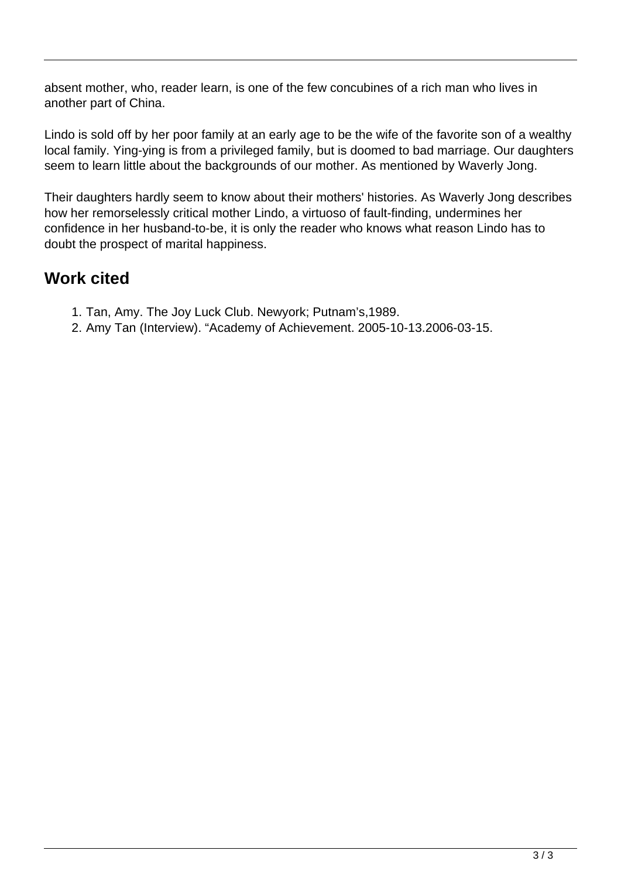absent mother, who, reader learn, is one of the few concubines of a rich man who lives in another part of China.

Lindo is sold off by her poor family at an early age to be the wife of the favorite son of a wealthy local family. Ying-ying is from a privileged family, but is doomed to bad marriage. Our daughters seem to learn little about the backgrounds of our mother. As mentioned by Waverly Jong.

Their daughters hardly seem to know about their mothers' histories. As Waverly Jong describes how her remorselessly critical mother Lindo, a virtuoso of fault-finding, undermines her confidence in her husband-to-be, it is only the reader who knows what reason Lindo has to doubt the prospect of marital happiness.

## Work cited

1. Tan, Amy. The Joy Luck Club. Newyork; Putnam's,1989.
2. Amy Tan (Interview). "Academy of Achievement. 2005-10-13.2006-03-15.